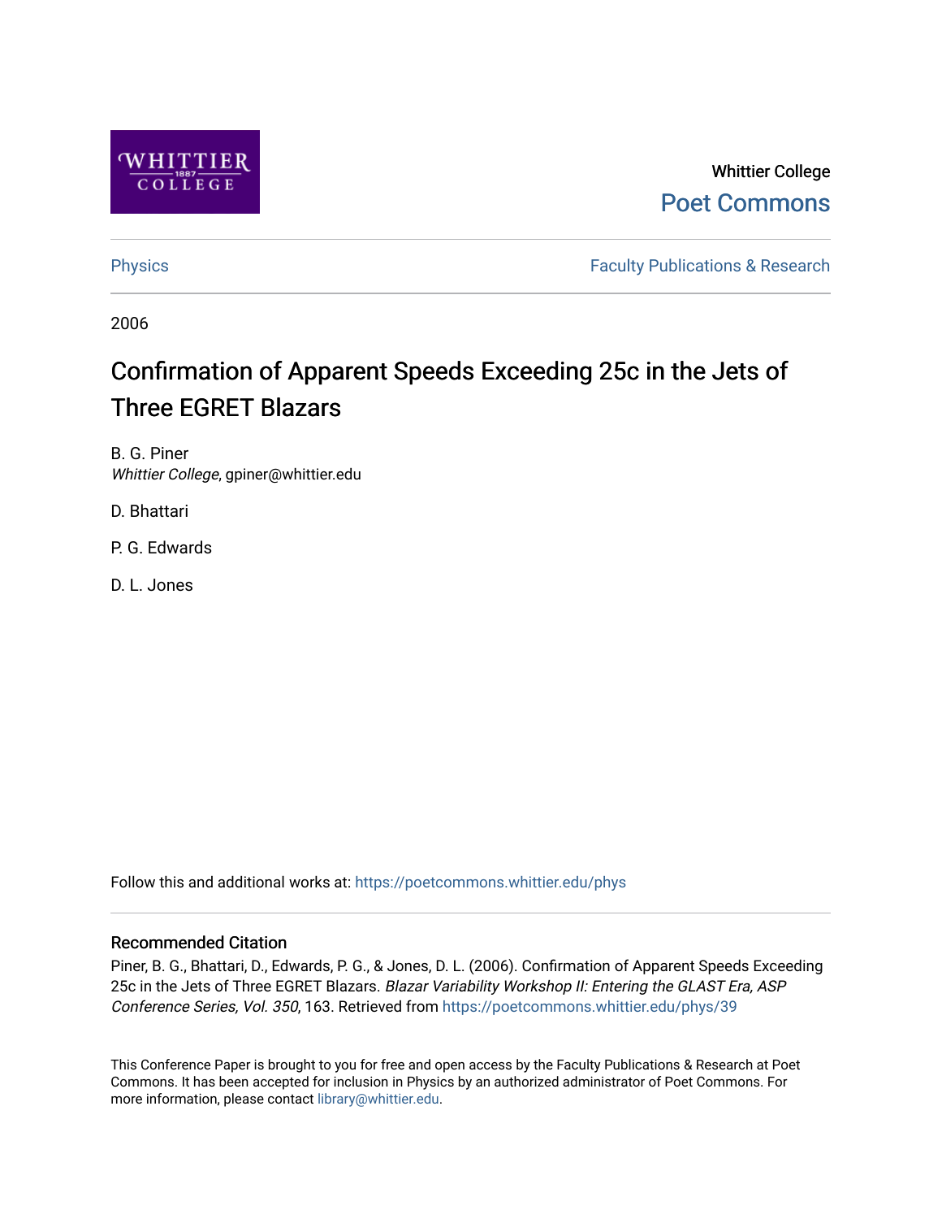Whittier College

Poet Commons

Physics

Faculty Publications & Research

2006

# Confirmation of Apparent Speeds Exceeding 25c in the Jets of Three EGRET Blazars

B. G. Piner
*Whittier College*, gpiner@whittier.edu

D. Bhattari

P. G. Edwards

D. L. Jones

Follow this and additional works at: https://poetcommons.whittier.edu/phys

## Recommended Citation

Piner, B. G., Bhattari, D., Edwards, P. G., & Jones, D. L. (2006). Confirmation of Apparent Speeds Exceeding 25c in the Jets of Three EGRET Blazars. *Blazar Variability Workshop II: Entering the GLAST Era, ASP Conference Series, Vol. 350*, 163. Retrieved from https://poetcommons.whittier.edu/phys/39

This Conference Paper is brought to you for free and open access by the Faculty Publications & Research at Poet Commons. It has been accepted for inclusion in Physics by an authorized administrator of Poet Commons. For more information, please contact library@whittier.edu.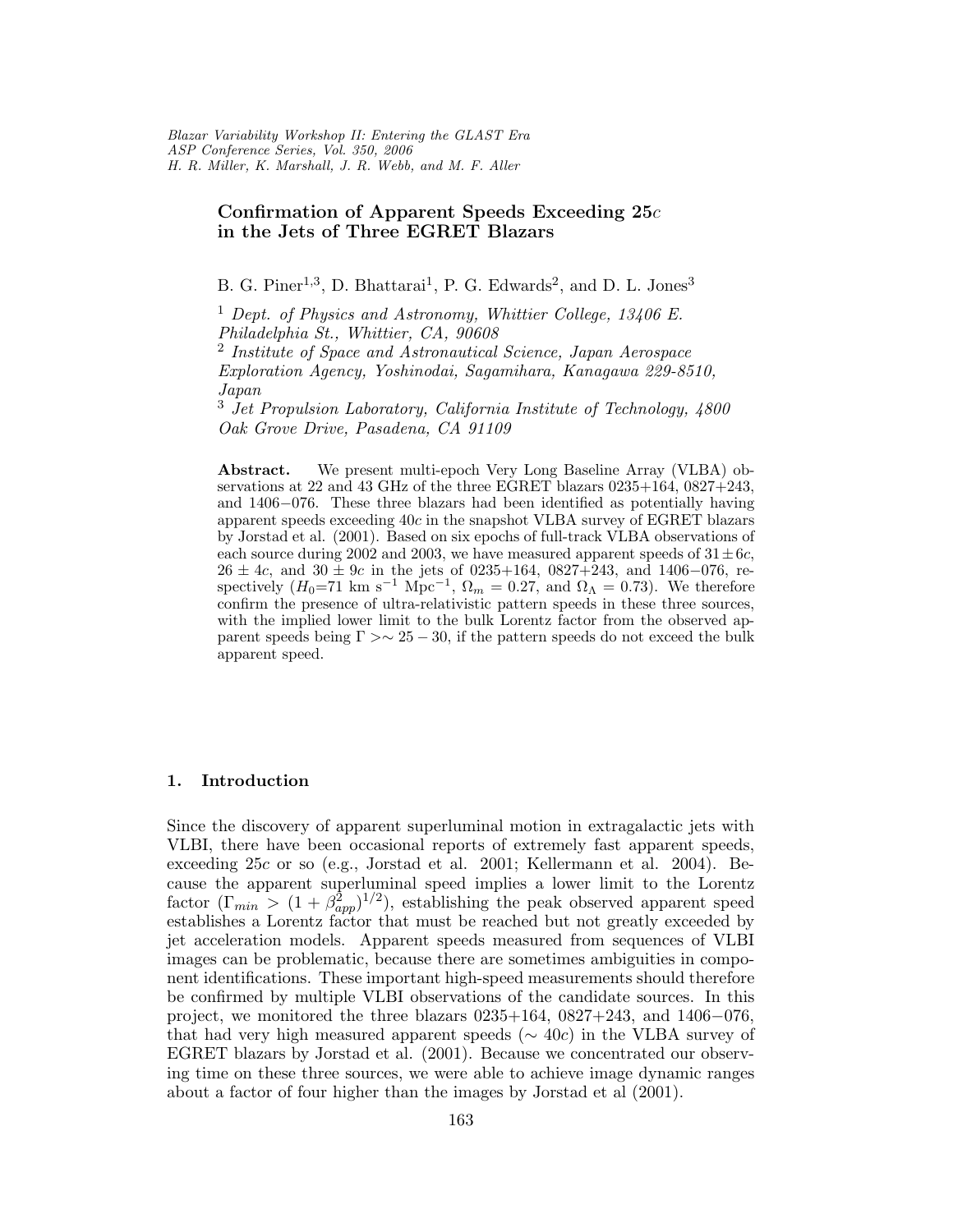# Confirmation of Apparent Speeds Exceeding 25$c$ in the Jets of Three EGRET Blazars

B. G. Piner[1,3], D. Bhattarai[1], P. G. Edwards[2], and D. L. Jones[3]

[1] *Dept. of Physics and Astronomy, Whittier College, 13406 E. Philadelphia St., Whittier, CA, 90608*

[2] *Institute of Space and Astronautical Science, Japan Aerospace Exploration Agency, Yoshinodai, Sagamihara, Kanagawa 229-8510, Japan*

[3] *Jet Propulsion Laboratory, California Institute of Technology, 4800 Oak Grove Drive, Pasadena, CA 91109*

**Abstract.** We present multi-epoch Very Long Baseline Array (VLBA) observations at 22 and 43 GHz of the three EGRET blazars 0235+164, 0827+243, and 1406−076. These three blazars had been identified as potentially having apparent speeds exceeding 40$c$ in the snapshot VLBA survey of EGRET blazars by Jorstad et al. (2001). Based on six epochs of full-track VLBA observations of each source during 2002 and 2003, we have measured apparent speeds of $31 \pm 6c$, $26 \pm 4c$, and $30 \pm 9c$ in the jets of 0235+164, 0827+243, and 1406−076, respectively ($H_0$=71 km s$^{-1}$ Mpc$^{-1}$, $\Omega_m = 0.27$, and $\Omega_\Lambda = 0.73$). We therefore confirm the presence of ultra-relativistic pattern speeds in these three sources, with the implied lower limit to the bulk Lorentz factor from the observed apparent speeds being $\Gamma >\sim 25 - 30$, if the pattern speeds do not exceed the bulk apparent speed.

## 1. Introduction

Since the discovery of apparent superluminal motion in extragalactic jets with VLBI, there have been occasional reports of extremely fast apparent speeds, exceeding 25$c$ or so (e.g., Jorstad et al. 2001; Kellermann et al. 2004). Because the apparent superluminal speed implies a lower limit to the Lorentz factor ($\Gamma_{min} > (1 + \beta_{app}^2)^{1/2}$), establishing the peak observed apparent speed establishes a Lorentz factor that must be reached but not greatly exceeded by jet acceleration models. Apparent speeds measured from sequences of VLBI images can be problematic, because there are sometimes ambiguities in component identifications. These important high-speed measurements should therefore be confirmed by multiple VLBI observations of the candidate sources. In this project, we monitored the three blazars 0235+164, 0827+243, and 1406−076, that had very high measured apparent speeds ($\sim 40c$) in the VLBA survey of EGRET blazars by Jorstad et al. (2001). Because we concentrated our observing time on these three sources, we were able to achieve image dynamic ranges about a factor of four higher than the images by Jorstad et al (2001).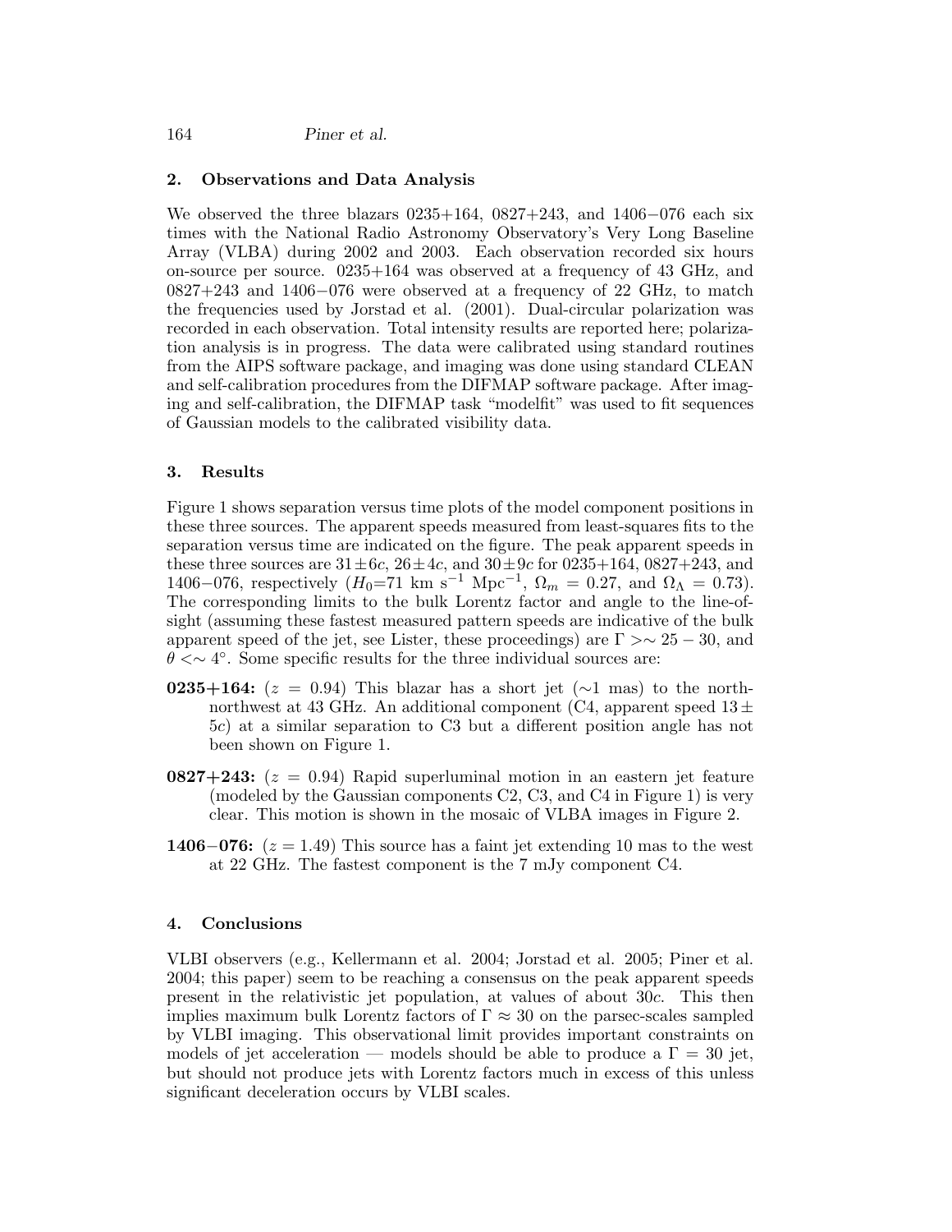## 2. Observations and Data Analysis

We observed the three blazars 0235+164, 0827+243, and 1406−076 each six times with the National Radio Astronomy Observatory's Very Long Baseline Array (VLBA) during 2002 and 2003. Each observation recorded six hours on-source per source. 0235+164 was observed at a frequency of 43 GHz, and 0827+243 and 1406−076 were observed at a frequency of 22 GHz, to match the frequencies used by Jorstad et al. (2001). Dual-circular polarization was recorded in each observation. Total intensity results are reported here; polarization analysis is in progress. The data were calibrated using standard routines from the AIPS software package, and imaging was done using standard CLEAN and self-calibration procedures from the DIFMAP software package. After imaging and self-calibration, the DIFMAP task "modelfit" was used to fit sequences of Gaussian models to the calibrated visibility data.

## 3. Results

Figure 1 shows separation versus time plots of the model component positions in these three sources. The apparent speeds measured from least-squares fits to the separation versus time are indicated on the figure. The peak apparent speeds in these three sources are $31 \pm 6c$, $26 \pm 4c$, and $30 \pm 9c$ for 0235+164, 0827+243, and 1406−076, respectively ($H_0$=71 km s$^{-1}$ Mpc$^{-1}$, $\Omega_m$ = 0.27, and $\Omega_\Lambda$ = 0.73). The corresponding limits to the bulk Lorentz factor and angle to the line-of-sight (assuming these fastest measured pattern speeds are indicative of the bulk apparent speed of the jet, see Lister, these proceedings) are $\Gamma >\sim 25-30$, and $\theta <\sim 4^\circ$. Some specific results for the three individual sources are:

**0235+164:** ($z$ = 0.94) This blazar has a short jet (∼1 mas) to the north-northwest at 43 GHz. An additional component (C4, apparent speed $13 \pm 5c$) at a similar separation to C3 but a different position angle has not been shown on Figure 1.

**0827+243:** ($z$ = 0.94) Rapid superluminal motion in an eastern jet feature (modeled by the Gaussian components C2, C3, and C4 in Figure 1) is very clear. This motion is shown in the mosaic of VLBA images in Figure 2.

**1406−076:** ($z$ = 1.49) This source has a faint jet extending 10 mas to the west at 22 GHz. The fastest component is the 7 mJy component C4.

## 4. Conclusions

VLBI observers (e.g., Kellermann et al. 2004; Jorstad et al. 2005; Piner et al. 2004; this paper) seem to be reaching a consensus on the peak apparent speeds present in the relativistic jet population, at values of about 30$c$. This then implies maximum bulk Lorentz factors of $\Gamma \approx 30$ on the parsec-scales sampled by VLBI imaging. This observational limit provides important constraints on models of jet acceleration — models should be able to produce a $\Gamma = 30$ jet, but should not produce jets with Lorentz factors much in excess of this unless significant deceleration occurs by VLBI scales.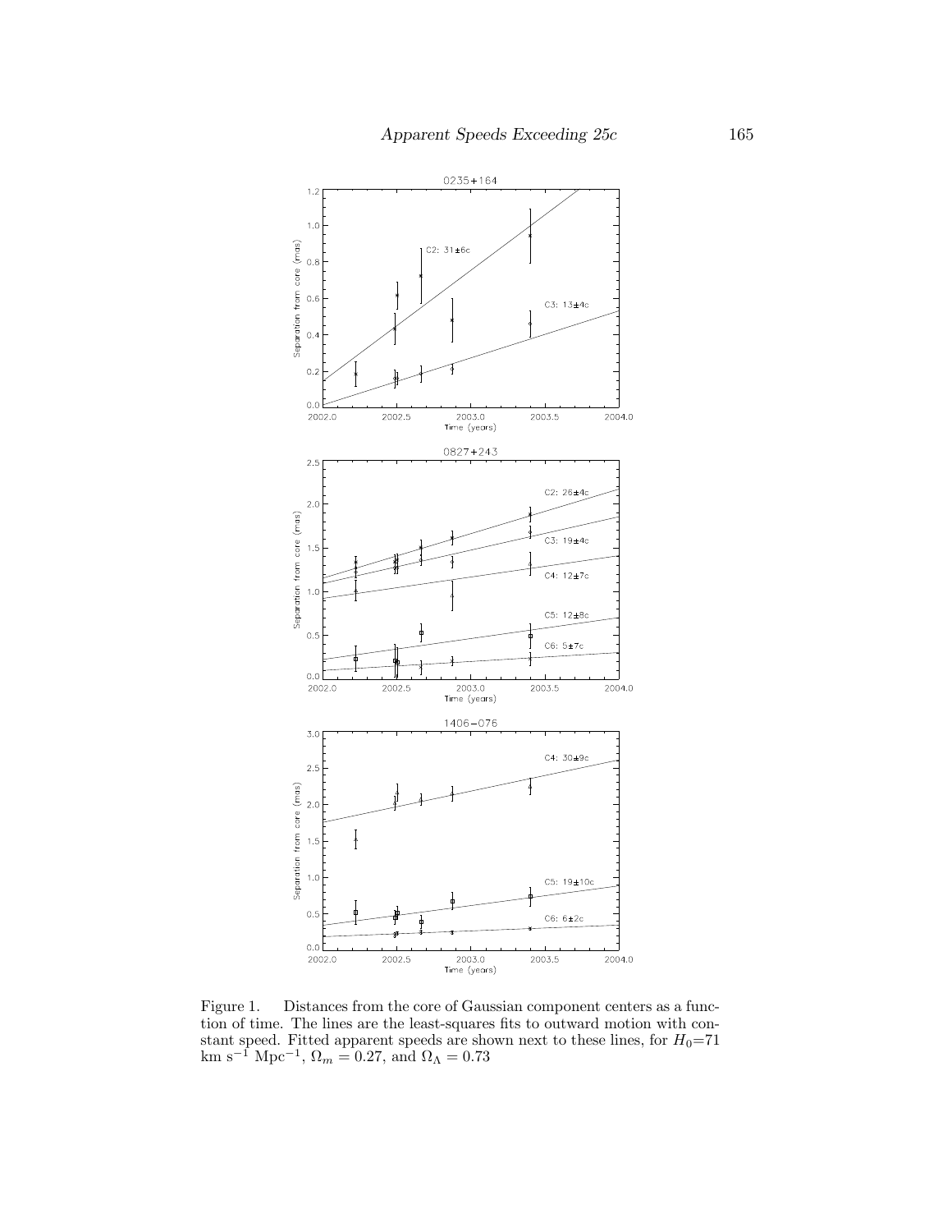Figure 1. Distances from the core of Gaussian component centers as a function of time. The lines are the least-squares fits to outward motion with constant speed. Fitted apparent speeds are shown next to these lines, for $H_0$=71 km s$^{-1}$ Mpc$^{-1}$, $\Omega_m = 0.27$, and $\Omega_\Lambda = 0.73$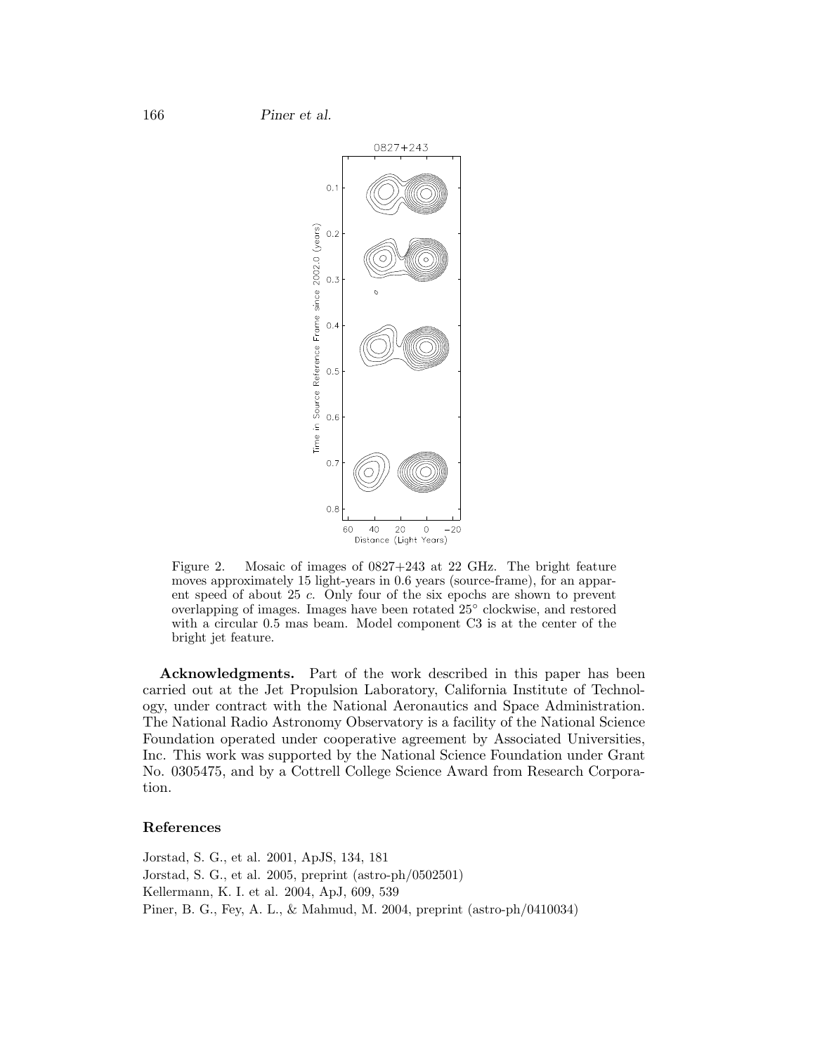0827+243

Time in Source Reference Frame since 2002.0 (years)

0.1

0.2

0.3

0.4

0.5

0.6

0.7

0.8

60 40 20 0 −20

Distance (Light Years)

Figure 2. Mosaic of images of 0827+243 at 22 GHz. The bright feature moves approximately 15 light-years in 0.6 years (source-frame), for an apparent speed of about 25 *c*. Only four of the six epochs are shown to prevent overlapping of images. Images have been rotated 25° clockwise, and restored with a circular 0.5 mas beam. Model component C3 is at the center of the bright jet feature.

**Acknowledgments.** Part of the work described in this paper has been carried out at the Jet Propulsion Laboratory, California Institute of Technology, under contract with the National Aeronautics and Space Administration. The National Radio Astronomy Observatory is a facility of the National Science Foundation operated under cooperative agreement by Associated Universities, Inc. This work was supported by the National Science Foundation under Grant No. 0305475, and by a Cottrell College Science Award from Research Corporation.

## References

Jorstad, S. G., et al. 2001, ApJS, 134, 181

Jorstad, S. G., et al. 2005, preprint (astro-ph/0502501)

Kellermann, K. I. et al. 2004, ApJ, 609, 539

Piner, B. G., Fey, A. L., & Mahmud, M. 2004, preprint (astro-ph/0410034)